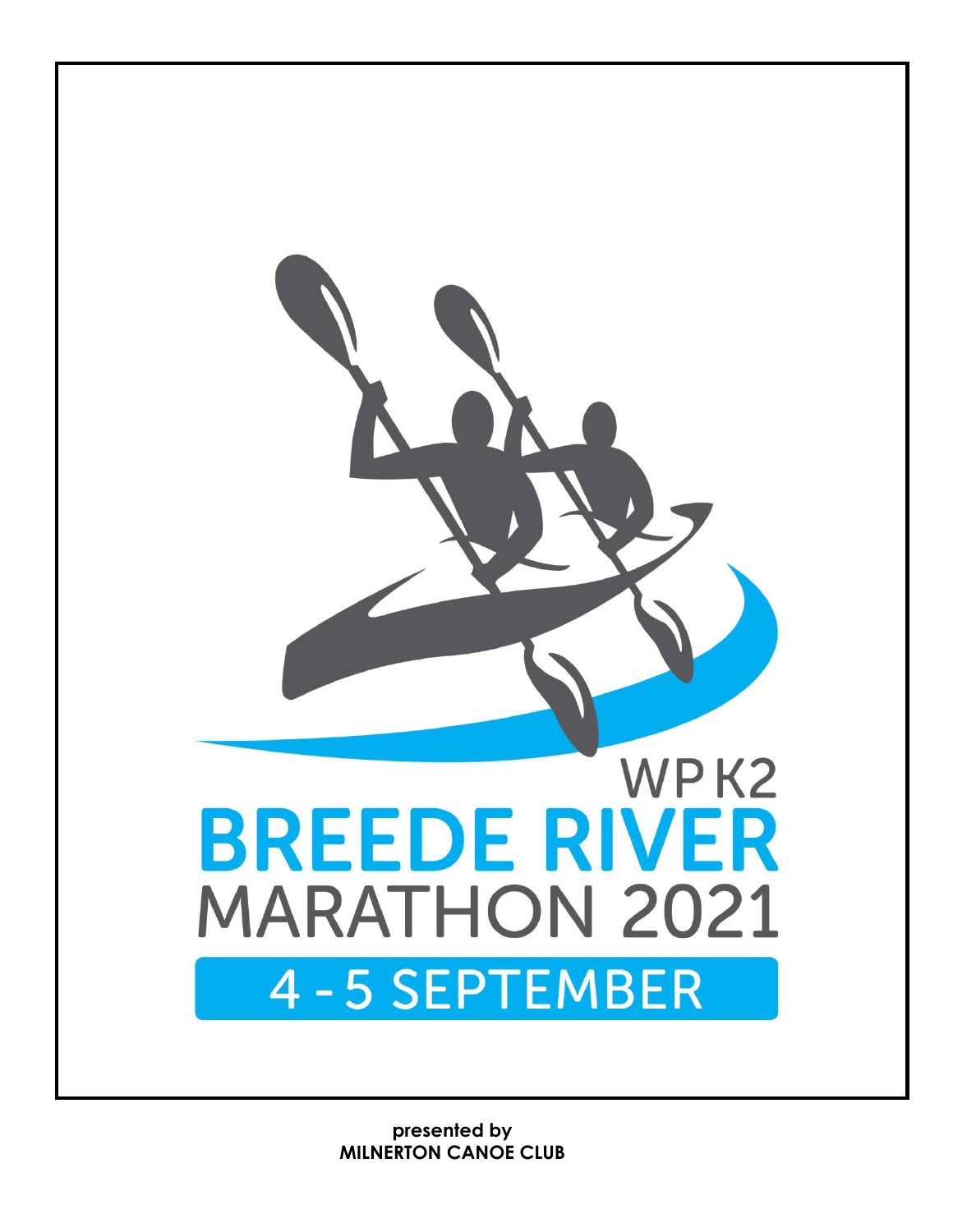WP K2

# BREEDE RIVER

## MARATHON 2021

4 - 5 SEPTEMBER

**presented by**
**MILNERTON CANOE CLUB**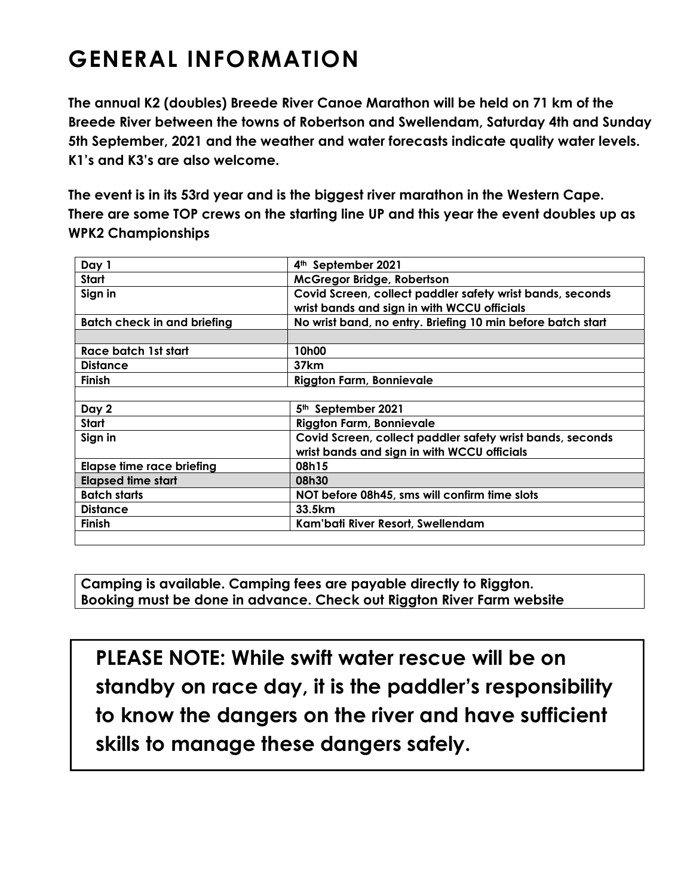# GENERAL INFORMATION

**The annual K2 (doubles) Breede River Canoe Marathon will be held on 71 km of the Breede River between the towns of Robertson and Swellendam, Saturday 4th and Sunday 5th September, 2021 and the weather and water forecasts indicate quality water levels. K1's and K3's are also welcome.**

**The event is in its 53rd year and is the biggest river marathon in the Western Cape. There are some TOP crews on the starting line UP and this year the event doubles up as WPK2 Championships**

| | |
|---|---|
| **Day 1** | **4th September 2021** |
| **Start** | **McGregor Bridge, Robertson** |
| **Sign in** | **Covid Screen, collect paddler safety wrist bands, seconds wrist bands and sign in with WCCU officials** |
| **Batch check in and briefing** | **No wrist band, no entry. Briefing 10 min before batch start** |
| | |
| **Race batch 1st start** | **10h00** |
| **Distance** | **37km** |
| **Finish** | **Riggton Farm, Bonnievale** |
| | |
| **Day 2** | **5th September 2021** |
| **Start** | **Riggton Farm, Bonnievale** |
| **Sign in** | **Covid Screen, collect paddler safety wrist bands, seconds wrist bands and sign in with WCCU officials** |
| **Elapse time race briefing** | **08h15** |
| **Elapsed time start** | **08h30** |
| **Batch starts** | **NOT before 08h45, sms will confirm time slots** |
| **Distance** | **33.5km** |
| **Finish** | **Kam'bati River Resort, Swellendam** |
| | |

**Camping is available. Camping fees are payable directly to Riggton. Booking must be done in advance. Check out Riggton River Farm website**

**PLEASE NOTE: While swift water rescue will be on standby on race day, it is the paddler's responsibility to know the dangers on the river and have sufficient skills to manage these dangers safely.**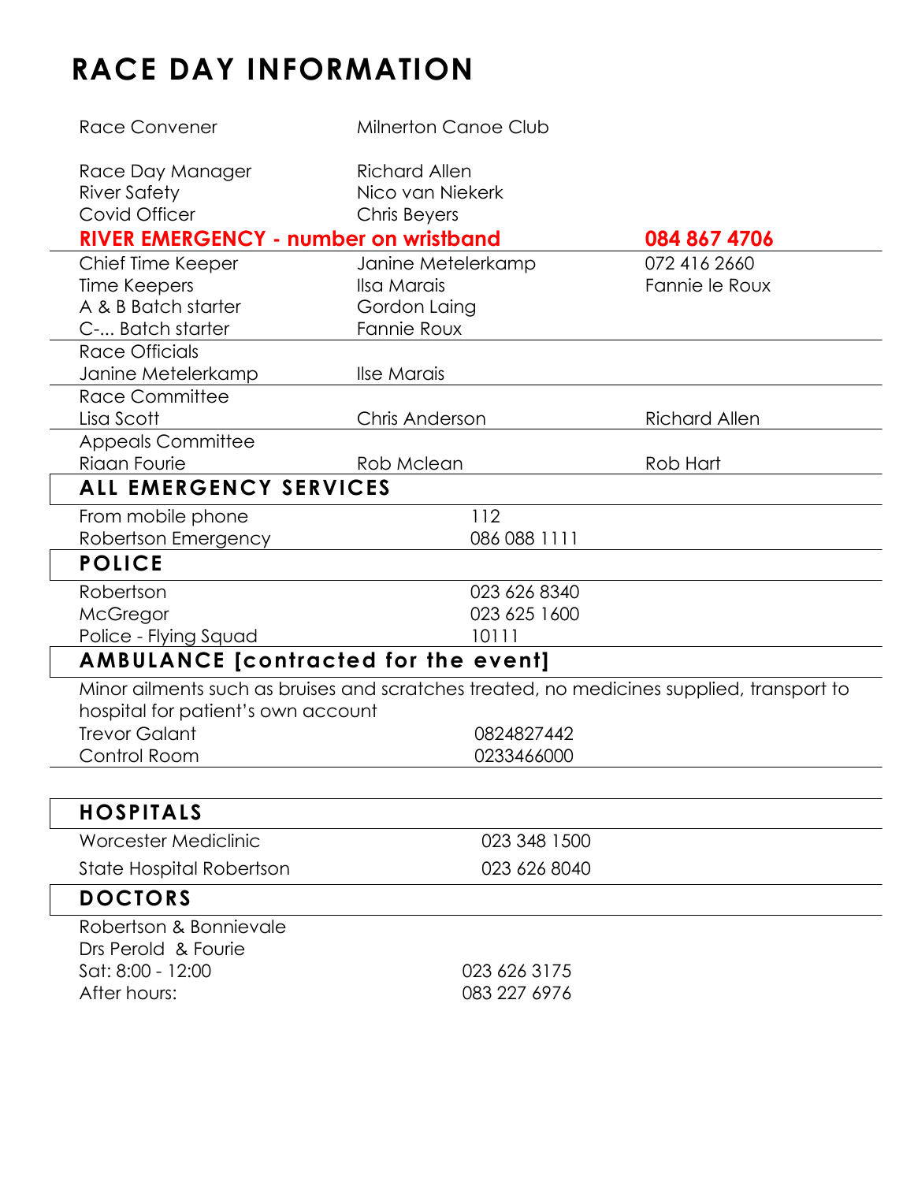# RACE DAY INFORMATION

| | | |
|---|---|---|
| Race Convener | Milnerton Canoe Club | |
| Race Day Manager | Richard Allen | |
| River Safety | Nico van Niekerk | |
| Covid Officer | Chris Beyers | |
| **RIVER EMERGENCY - number on wristband** | | **084 867 4706** |
| Chief Time Keeper | Janine Metelerkamp | 072 416 2660 |
| Time Keepers | Ilsa Marais | Fannie le Roux |
| A & B Batch starter | Gordon Laing | |
| C-... Batch starter | Fannie Roux | |
| Race Officials | | |
| Janine Metelerkamp | Ilse Marais | |
| Race Committee | | |
| Lisa Scott | Chris Anderson | Richard Allen |
| Appeals Committee | | |
| Riaan Fourie | Rob Mclean | Rob Hart |

## ALL EMERGENCY SERVICES

| | |
|---|---|
| From mobile phone | 112 |
| Robertson Emergency | 086 088 1111 |

## POLICE

| | |
|---|---|
| Robertson | 023 626 8340 |
| McGregor | 023 625 1600 |
| Police - Flying Squad | 10111 |

## AMBULANCE [contracted for the event]

Minor ailments such as bruises and scratches treated, no medicines supplied, transport to hospital for patient's own account

| | |
|---|---|
| Trevor Galant | 0824827442 |
| Control Room | 0233466000 |

## HOSPITALS

| | |
|---|---|
| Worcester Mediclinic | 023 348 1500 |
| State Hospital Robertson | 023 626 8040 |

## DOCTORS

Robertson & Bonnievale
Drs Perold & Fourie

| | |
|---|---|
| Sat: 8:00 - 12:00 | 023 626 3175 |
| After hours: | 083 227 6976 |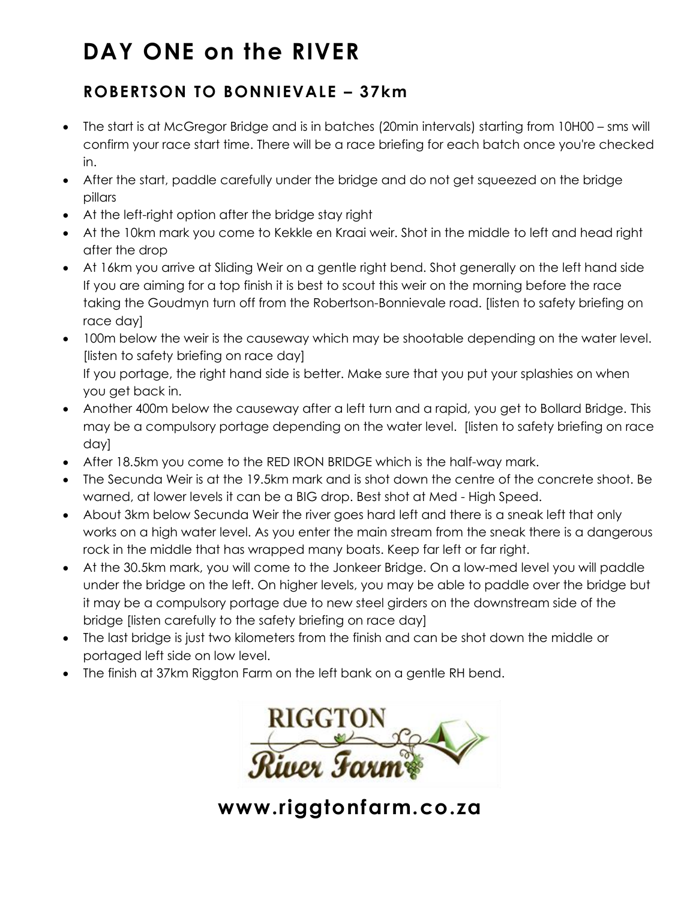# DAY ONE on the RIVER

## ROBERTSON TO BONNIEVALE – 37km

- The start is at McGregor Bridge and is in batches (20min intervals) starting from 10H00 – sms will confirm your race start time. There will be a race briefing for each batch once you're checked in.
- After the start, paddle carefully under the bridge and do not get squeezed on the bridge pillars
- At the left-right option after the bridge stay right
- At the 10km mark you come to Kekkle en Kraai weir. Shot in the middle to left and head right after the drop
- At 16km you arrive at Sliding Weir on a gentle right bend. Shot generally on the left hand side If you are aiming for a top finish it is best to scout this weir on the morning before the race taking the Goudmyn turn off from the Robertson-Bonnievale road. [listen to safety briefing on race day]
- 100m below the weir is the causeway which may be shootable depending on the water level. [listen to safety briefing on race day]
  If you portage, the right hand side is better. Make sure that you put your splashies on when you get back in.
- Another 400m below the causeway after a left turn and a rapid, you get to Bollard Bridge. This may be a compulsory portage depending on the water level. [listen to safety briefing on race day]
- After 18.5km you come to the RED IRON BRIDGE which is the half-way mark.
- The Secunda Weir is at the 19.5km mark and is shot down the centre of the concrete shoot. Be warned, at lower levels it can be a BIG drop. Best shot at Med - High Speed.
- About 3km below Secunda Weir the river goes hard left and there is a sneak left that only works on a high water level. As you enter the main stream from the sneak there is a dangerous rock in the middle that has wrapped many boats. Keep far left or far right.
- At the 30.5km mark, you will come to the Jonkeer Bridge. On a low-med level you will paddle under the bridge on the left. On higher levels, you may be able to paddle over the bridge but it may be a compulsory portage due to new steel girders on the downstream side of the bridge [listen carefully to the safety briefing on race day]
- The last bridge is just two kilometers from the finish and can be shot down the middle or portaged left side on low level.
- The finish at 37km Riggton Farm on the left bank on a gentle RH bend.

RIGGTON River Farm

**www.riggtonfarm.co.za**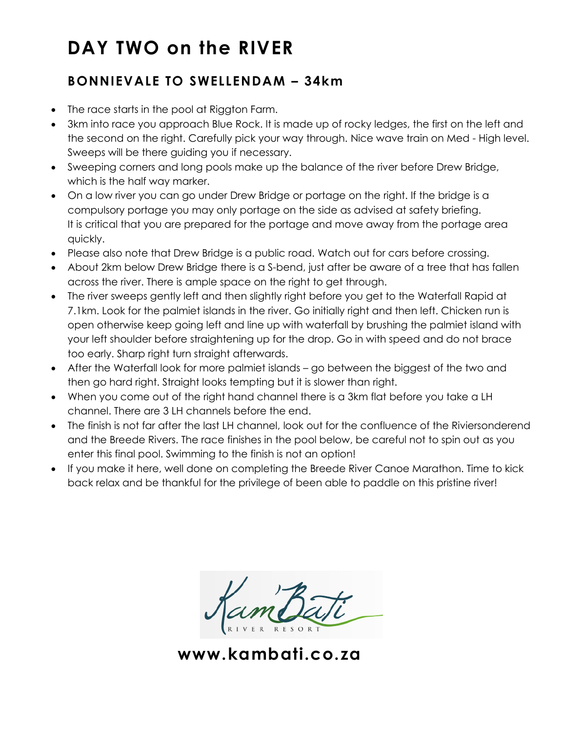# DAY TWO on the RIVER

## BONNIEVALE TO SWELLENDAM – 34km

- The race starts in the pool at Riggton Farm.
- 3km into race you approach Blue Rock. It is made up of rocky ledges, the first on the left and the second on the right. Carefully pick your way through. Nice wave train on Med - High level. Sweeps will be there guiding you if necessary.
- Sweeping corners and long pools make up the balance of the river before Drew Bridge, which is the half way marker.
- On a low river you can go under Drew Bridge or portage on the right. If the bridge is a compulsory portage you may only portage on the side as advised at safety briefing. It is critical that you are prepared for the portage and move away from the portage area quickly.
- Please also note that Drew Bridge is a public road. Watch out for cars before crossing.
- About 2km below Drew Bridge there is a S-bend, just after be aware of a tree that has fallen across the river. There is ample space on the right to get through.
- The river sweeps gently left and then slightly right before you get to the Waterfall Rapid at 7.1km. Look for the palmiet islands in the river. Go initially right and then left. Chicken run is open otherwise keep going left and line up with waterfall by brushing the palmiet island with your left shoulder before straightening up for the drop. Go in with speed and do not brace too early. Sharp right turn straight afterwards.
- After the Waterfall look for more palmiet islands – go between the biggest of the two and then go hard right. Straight looks tempting but it is slower than right.
- When you come out of the right hand channel there is a 3km flat before you take a LH channel. There are 3 LH channels before the end.
- The finish is not far after the last LH channel, look out for the confluence of the Riviersonderend and the Breede Rivers. The race finishes in the pool below, be careful not to spin out as you enter this final pool. Swimming to the finish is not an option!
- If you make it here, well done on completing the Breede River Canoe Marathon. Time to kick back relax and be thankful for the privilege of been able to paddle on this pristine river!

KamBati RIVER RESORT

**www.kambati.co.za**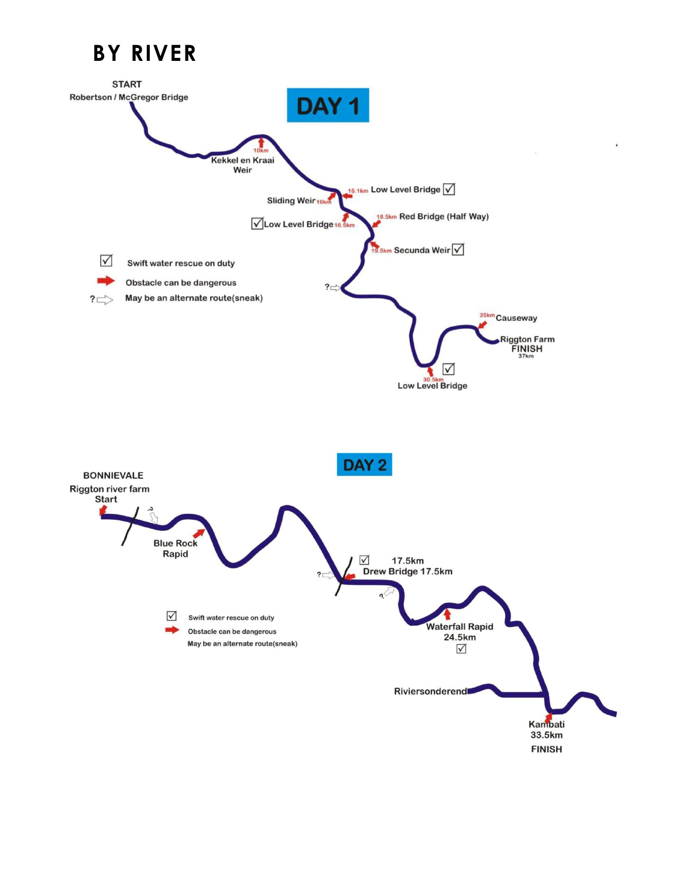# BY RIVER

## DAY 1

START
Robertson / McGregor Bridge

10km
Kekkel en Kraai Weir

16.1km Low Level Bridge ☑

Sliding Weir 16km

☑ Low Level Bridge 16.5km

18.5km Red Bridge (Half Way)

19.5km Secunda Weir ☑

☑ Swift water rescue on duty

Obstacle can be dangerous

? May be an alternate route(sneak)

35km Causeway

Riggton Farm
FINISH
37km

☑
30.5km
Low Level Bridge

## DAY 2

BONNIEVALE
Riggton river farm
Start

Blue Rock Rapid

☑ 17.5km
Drew Bridge 17.5km

☑ Swift water rescue on duty

Obstacle can be dangerous

May be an alternate route(sneak)

Waterfall Rapid
24.5km
☑

Riviersonderend

Kambati
33.5km
FINISH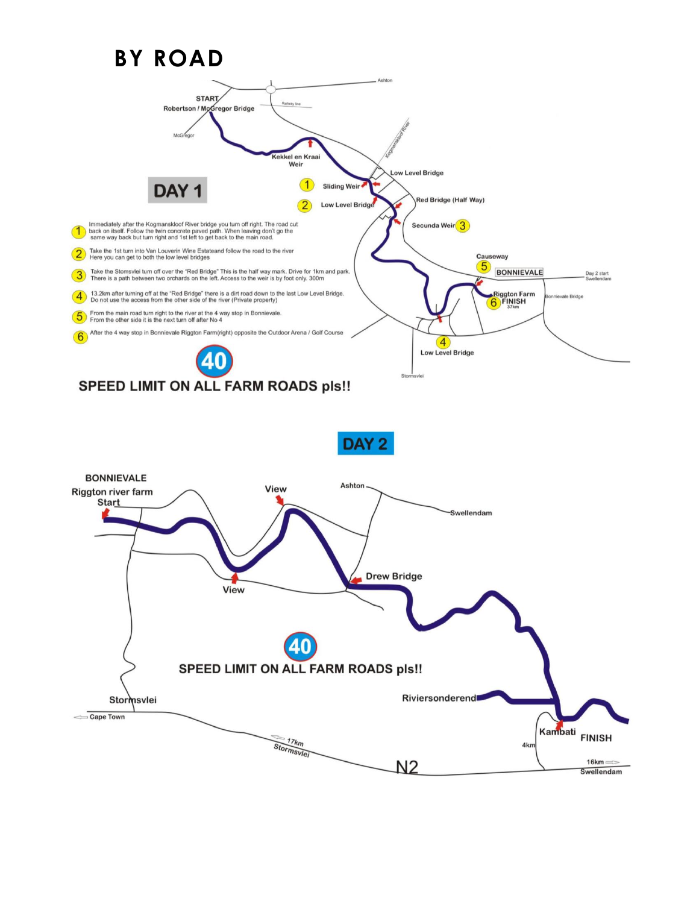# BY ROAD

## DAY 1

START
Robertson / McGregor Bridge

McGregor

Ashton

Railway line

Kogmanskloof River

Kekkel en Kraai Weir

1 Sliding Weir

2 Low Level Bridge

Low Level Bridge

Red Bridge (Half Way)

Secunda Weir 3

Causeway

5

BONNIEVALE

Day 2 start Swellendam

Riggton Farm

6 FINISH

37km

Bonnievale Bridge

4

Low Level Bridge

Stormsvlei

1. Immediately after the Kogmanskloof River bridge you turn off right. The road cut back on itself. Follow the twin concrete paved path. When leaving don't go the same way back but turn right and 1st left to get back to the main road.
2. Take the 1st turn into Van Louverin Wine Estateand follow the road to the river Here you can get to both the low level bridges
3. Take the Stomsvlei turn off over the "Red Bridge" This is the half way mark. Drive for 1km and park. There is a path between two orchards on the left. Access to the weir is by foot only. 300m
4. 13.2km after turning off at the "Red Bridge" there is a dirt road down to the last Low Level Bridge. Do not use the access from the other side of the river (Private property)
5. From the main road turn right to the river at the 4 way stop in Bonnievale. From the other side it is the next turn off after No 4
6. After the 4 way stop in Bonnievale Riggton Farm(right) opposite the Outdoor Arena / Golf Course

40

**SPEED LIMIT ON ALL FARM ROADS pls!!**

## DAY 2

BONNIEVALE
Riggton river farm
Start

View

Ashton

Swellendam

View

Drew Bridge

40

**SPEED LIMIT ON ALL FARM ROADS pls!!**

Stormsvlei

Cape Town

Riviersonderend

Kambati

FINISH

4km

17km Stormsvlei

N2

16km Swellendam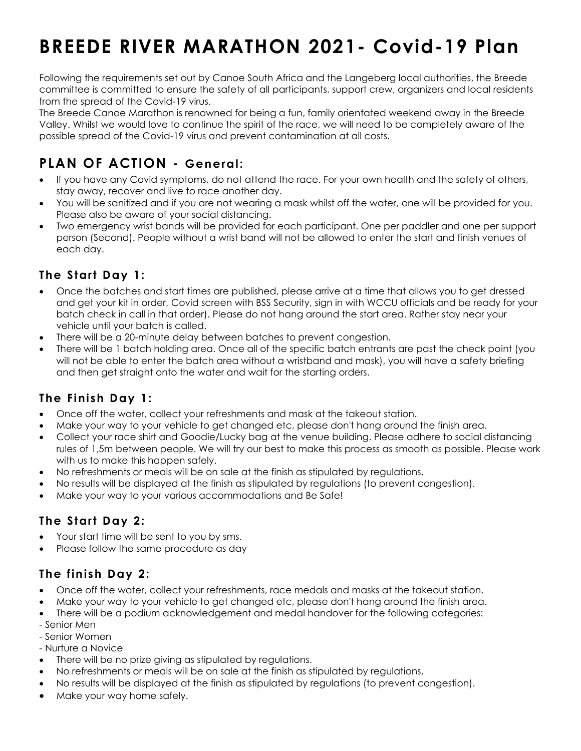# BREEDE RIVER MARATHON 2021- Covid-19 Plan

Following the requirements set out by Canoe South Africa and the Langeberg local authorities, the Breede committee is committed to ensure the safety of all participants, support crew, organizers and local residents from the spread of the Covid-19 virus.

The Breede Canoe Marathon is renowned for being a fun, family orientated weekend away in the Breede Valley. Whilst we would love to continue the spirit of the race, we will need to be completely aware of the possible spread of the Covid-19 virus and prevent contamination at all costs.

## PLAN OF ACTION - General:

- If you have any Covid symptoms, do not attend the race. For your own health and the safety of others, stay away, recover and live to race another day.
- You will be sanitized and if you are not wearing a mask whilst off the water, one will be provided for you. Please also be aware of your social distancing.
- Two emergency wrist bands will be provided for each participant. One per paddler and one per support person (Second). People without a wrist band will not be allowed to enter the start and finish venues of each day.

### The Start Day 1:

- Once the batches and start times are published, please arrive at a time that allows you to get dressed and get your kit in order, Covid screen with BSS Security, sign in with WCCU officials and be ready for your batch check in call in that order). Please do not hang around the start area. Rather stay near your vehicle until your batch is called.
- There will be a 20-minute delay between batches to prevent congestion.
- There will be 1 batch holding area. Once all of the specific batch entrants are past the check point (you will not be able to enter the batch area without a wristband and mask), you will have a safety briefing and then get straight onto the water and wait for the starting orders.

### The Finish Day 1:

- Once off the water, collect your refreshments and mask at the takeout station.
- Make your way to your vehicle to get changed etc, please don't hang around the finish area.
- Collect your race shirt and Goodie/Lucky bag at the venue building. Please adhere to social distancing rules of 1,5m between people. We will try our best to make this process as smooth as possible. Please work with us to make this happen safely.
- No refreshments or meals will be on sale at the finish as stipulated by regulations.
- No results will be displayed at the finish as stipulated by regulations (to prevent congestion).
- Make your way to your various accommodations and Be Safe!

### The Start Day 2:

- Your start time will be sent to you by sms.
- Please follow the same procedure as day

### The finish Day 2:

- Once off the water, collect your refreshments, race medals and masks at the takeout station.
- Make your way to your vehicle to get changed etc, please don't hang around the finish area.
- There will be a podium acknowledgement and medal handover for the following categories:

- Senior Men
- Senior Women
- Nurture a Novice

- There will be no prize giving as stipulated by regulations.
- No refreshments or meals will be on sale at the finish as stipulated by regulations.
- No results will be displayed at the finish as stipulated by regulations (to prevent congestion).
- Make your way home safely.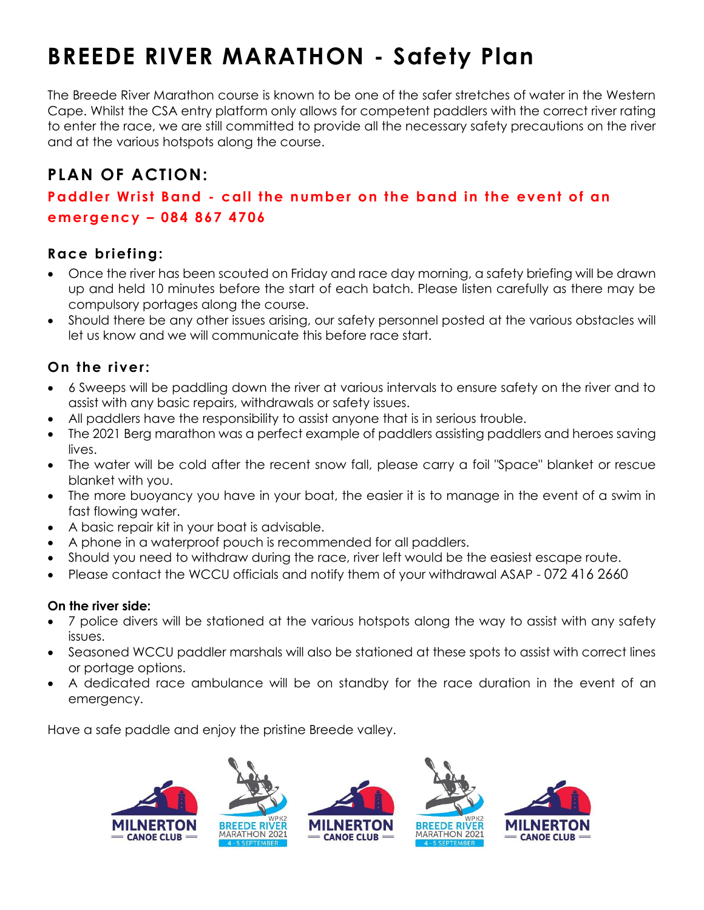# BREEDE RIVER MARATHON - Safety Plan

The Breede River Marathon course is known to be one of the safer stretches of water in the Western Cape. Whilst the CSA entry platform only allows for competent paddlers with the correct river rating to enter the race, we are still committed to provide all the necessary safety precautions on the river and at the various hotspots along the course.

## PLAN OF ACTION:

### Paddler Wrist Band - call the number on the band in the event of an emergency – 084 867 4706

### Race briefing:

- Once the river has been scouted on Friday and race day morning, a safety briefing will be drawn up and held 10 minutes before the start of each batch. Please listen carefully as there may be compulsory portages along the course.
- Should there be any other issues arising, our safety personnel posted at the various obstacles will let us know and we will communicate this before race start.

### On the river:

- 6 Sweeps will be paddling down the river at various intervals to ensure safety on the river and to assist with any basic repairs, withdrawals or safety issues.
- All paddlers have the responsibility to assist anyone that is in serious trouble.
- The 2021 Berg marathon was a perfect example of paddlers assisting paddlers and heroes saving lives.
- The water will be cold after the recent snow fall, please carry a foil "Space" blanket or rescue blanket with you.
- The more buoyancy you have in your boat, the easier it is to manage in the event of a swim in fast flowing water.
- A basic repair kit in your boat is advisable.
- A phone in a waterproof pouch is recommended for all paddlers.
- Should you need to withdraw during the race, river left would be the easiest escape route.
- Please contact the WCCU officials and notify them of your withdrawal ASAP - 072 416 2660

**On the river side:**

- 7 police divers will be stationed at the various hotspots along the way to assist with any safety issues.
- Seasoned WCCU paddler marshals will also be stationed at these spots to assist with correct lines or portage options.
- A dedicated race ambulance will be on standby for the race duration in the event of an emergency.

Have a safe paddle and enjoy the pristine Breede valley.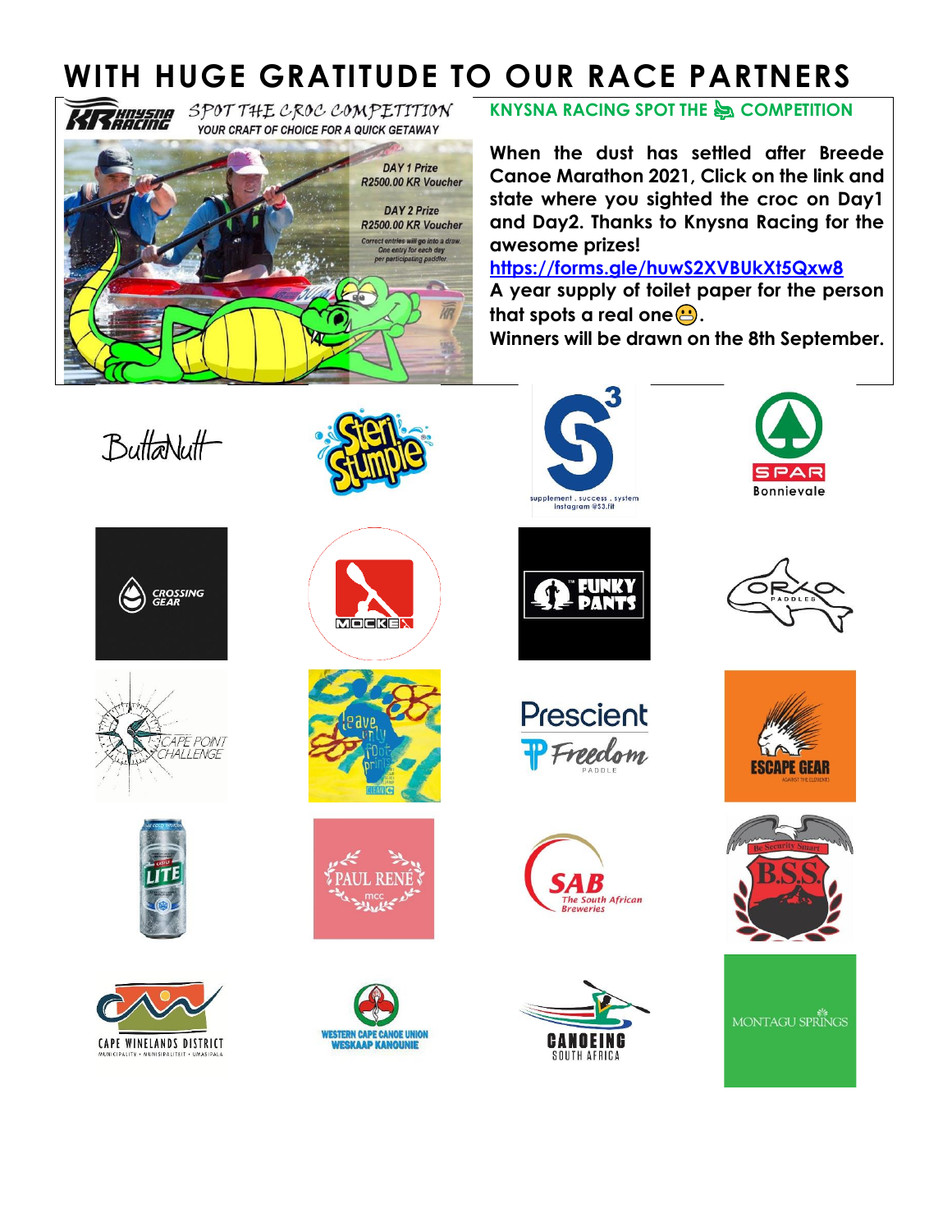# WITH HUGE GRATITUDE TO OUR RACE PARTNERS

**KNYSNA RACING SPOT THE 🐊 COMPETITION**

**When the dust has settled after Breede Canoe Marathon 2021, Click on the link and state where you sighted the croc on Day1 and Day2. Thanks to Knysna Racing for the awesome prizes!**

**https://forms.gle/huwS2XVBUkXt5Qxw8**

**A year supply of toilet paper for the person that spots a real one😬.**

**Winners will be drawn on the 8th September.**